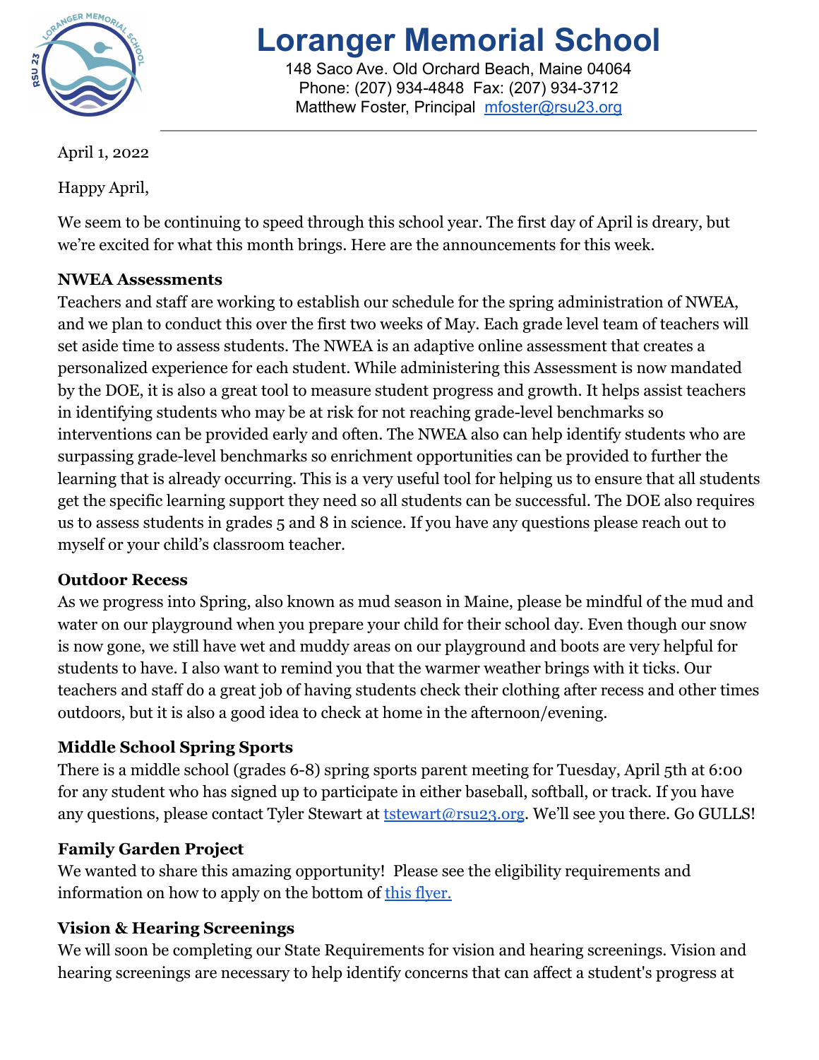# Loranger Memorial School

148 Saco Ave. Old Orchard Beach, Maine 04064
Phone: (207) 934-4848 Fax: (207) 934-3712
Matthew Foster, Principal [mfoster@rsu23.org](mailto:mfoster@rsu23.org)

April 1, 2022

Happy April,

We seem to be continuing to speed through this school year. The first day of April is dreary, but we're excited for what this month brings. Here are the announcements for this week.

**NWEA Assessments**
Teachers and staff are working to establish our schedule for the spring administration of NWEA, and we plan to conduct this over the first two weeks of May. Each grade level team of teachers will set aside time to assess students. The NWEA is an adaptive online assessment that creates a personalized experience for each student. While administering this Assessment is now mandated by the DOE, it is also a great tool to measure student progress and growth. It helps assist teachers in identifying students who may be at risk for not reaching grade-level benchmarks so interventions can be provided early and often. The NWEA also can help identify students who are surpassing grade-level benchmarks so enrichment opportunities can be provided to further the learning that is already occurring. This is a very useful tool for helping us to ensure that all students get the specific learning support they need so all students can be successful. The DOE also requires us to assess students in grades 5 and 8 in science. If you have any questions please reach out to myself or your child's classroom teacher.

**Outdoor Recess**
As we progress into Spring, also known as mud season in Maine, please be mindful of the mud and water on our playground when you prepare your child for their school day. Even though our snow is now gone, we still have wet and muddy areas on our playground and boots are very helpful for students to have. I also want to remind you that the warmer weather brings with it ticks. Our teachers and staff do a great job of having students check their clothing after recess and other times outdoors, but it is also a good idea to check at home in the afternoon/evening.

**Middle School Spring Sports**
There is a middle school (grades 6-8) spring sports parent meeting for Tuesday, April 5th at 6:00 for any student who has signed up to participate in either baseball, softball, or track. If you have any questions, please contact Tyler Stewart at [tstewart@rsu23.org](mailto:tstewart@rsu23.org). We'll see you there. Go GULLS!

**Family Garden Project**
We wanted to share this amazing opportunity! Please see the eligibility requirements and information on how to apply on the bottom of [this flyer.]()

**Vision & Hearing Screenings**
We will soon be completing our State Requirements for vision and hearing screenings. Vision and hearing screenings are necessary to help identify concerns that can affect a student's progress at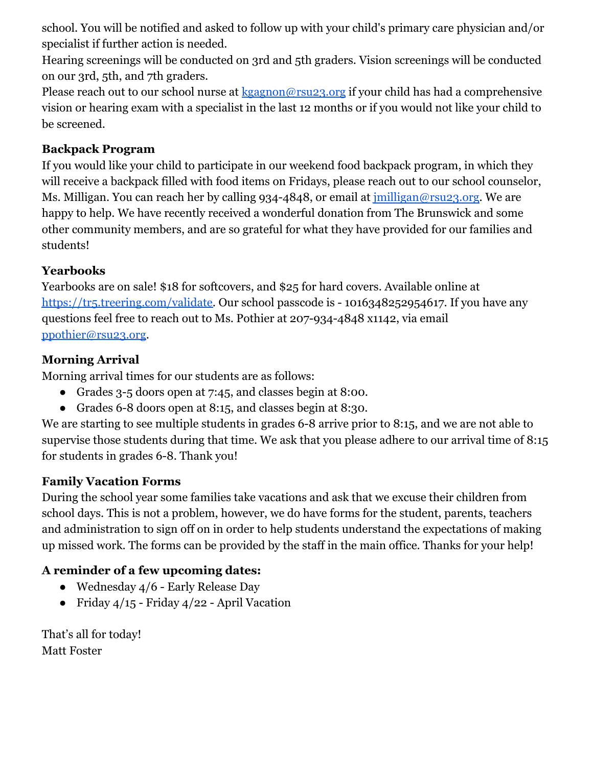school. You will be notified and asked to follow up with your child's primary care physician and/or specialist if further action is needed.
Hearing screenings will be conducted on 3rd and 5th graders. Vision screenings will be conducted on our 3rd, 5th, and 7th graders.
Please reach out to our school nurse at kgagnon@rsu23.org if your child has had a comprehensive vision or hearing exam with a specialist in the last 12 months or if you would not like your child to be screened.

### Backpack Program

If you would like your child to participate in our weekend food backpack program, in which they will receive a backpack filled with food items on Fridays, please reach out to our school counselor, Ms. Milligan. You can reach her by calling 934-4848, or email at jmilligan@rsu23.org. We are happy to help. We have recently received a wonderful donation from The Brunswick and some other community members, and are so grateful for what they have provided for our families and students!

### Yearbooks

Yearbooks are on sale! $18 for softcovers, and $25 for hard covers. Available online at https://tr5.treering.com/validate. Our school passcode is - 1016348252954617. If you have any questions feel free to reach out to Ms. Pothier at 207-934-4848 x1142, via email ppothier@rsu23.org.

### Morning Arrival

Morning arrival times for our students are as follows:

- Grades 3-5 doors open at 7:45, and classes begin at 8:00.
- Grades 6-8 doors open at 8:15, and classes begin at 8:30.

We are starting to see multiple students in grades 6-8 arrive prior to 8:15, and we are not able to supervise those students during that time. We ask that you please adhere to our arrival time of 8:15 for students in grades 6-8. Thank you!

### Family Vacation Forms

During the school year some families take vacations and ask that we excuse their children from school days. This is not a problem, however, we do have forms for the student, parents, teachers and administration to sign off on in order to help students understand the expectations of making up missed work. The forms can be provided by the staff in the main office. Thanks for your help!

### A reminder of a few upcoming dates:

- Wednesday 4/6 - Early Release Day
- Friday 4/15 - Friday 4/22 - April Vacation

That's all for today!
Matt Foster